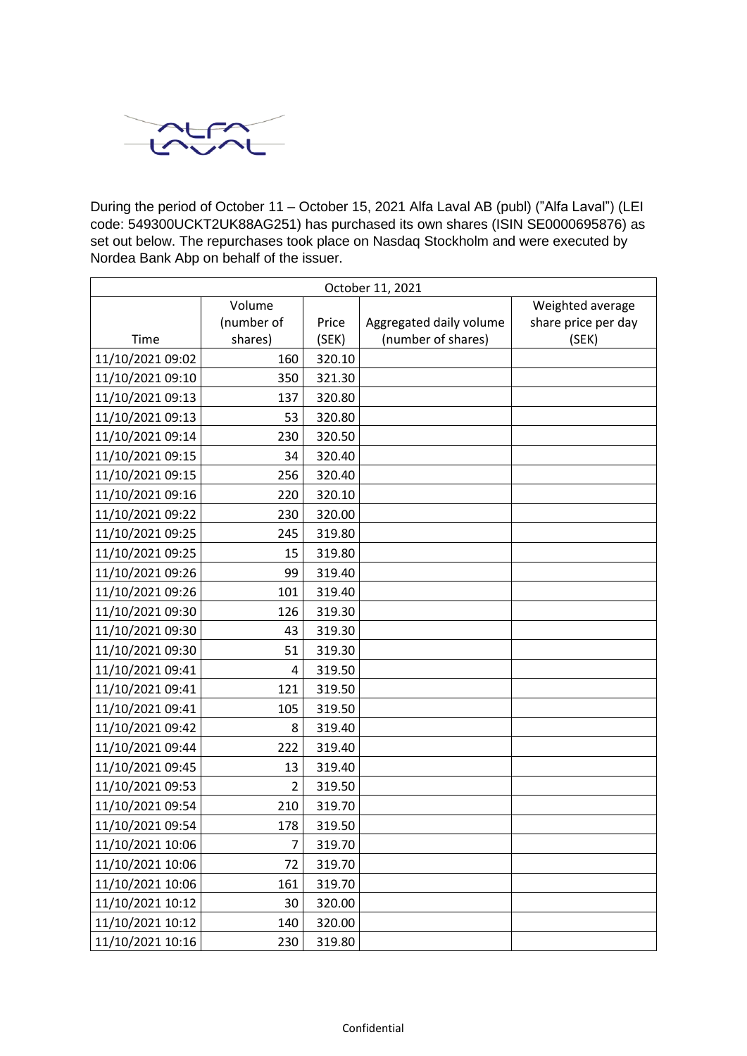During the period of October 11 – October 15, 2021 Alfa Laval AB (publ) ("Alfa Laval") (LEI code: 549300UCKT2UK88AG251) has purchased its own shares (ISIN SE0000695876) as set out below. The repurchases took place on Nasdaq Stockholm and were executed by Nordea Bank Abp on behalf of the issuer.

| October 11, 2021 | | | | |
|---|---|---|---|---|
| Time | Volume (number of shares) | Price (SEK) | Aggregated daily volume (number of shares) | Weighted average share price per day (SEK) |
| 11/10/2021 09:02 | 160 | 320.10 | | |
| 11/10/2021 09:10 | 350 | 321.30 | | |
| 11/10/2021 09:13 | 137 | 320.80 | | |
| 11/10/2021 09:13 | 53 | 320.80 | | |
| 11/10/2021 09:14 | 230 | 320.50 | | |
| 11/10/2021 09:15 | 34 | 320.40 | | |
| 11/10/2021 09:15 | 256 | 320.40 | | |
| 11/10/2021 09:16 | 220 | 320.10 | | |
| 11/10/2021 09:22 | 230 | 320.00 | | |
| 11/10/2021 09:25 | 245 | 319.80 | | |
| 11/10/2021 09:25 | 15 | 319.80 | | |
| 11/10/2021 09:26 | 99 | 319.40 | | |
| 11/10/2021 09:26 | 101 | 319.40 | | |
| 11/10/2021 09:30 | 126 | 319.30 | | |
| 11/10/2021 09:30 | 43 | 319.30 | | |
| 11/10/2021 09:30 | 51 | 319.30 | | |
| 11/10/2021 09:41 | 4 | 319.50 | | |
| 11/10/2021 09:41 | 121 | 319.50 | | |
| 11/10/2021 09:41 | 105 | 319.50 | | |
| 11/10/2021 09:42 | 8 | 319.40 | | |
| 11/10/2021 09:44 | 222 | 319.40 | | |
| 11/10/2021 09:45 | 13 | 319.40 | | |
| 11/10/2021 09:53 | 2 | 319.50 | | |
| 11/10/2021 09:54 | 210 | 319.70 | | |
| 11/10/2021 09:54 | 178 | 319.50 | | |
| 11/10/2021 10:06 | 7 | 319.70 | | |
| 11/10/2021 10:06 | 72 | 319.70 | | |
| 11/10/2021 10:06 | 161 | 319.70 | | |
| 11/10/2021 10:12 | 30 | 320.00 | | |
| 11/10/2021 10:12 | 140 | 320.00 | | |
| 11/10/2021 10:16 | 230 | 319.80 | | |

Confidential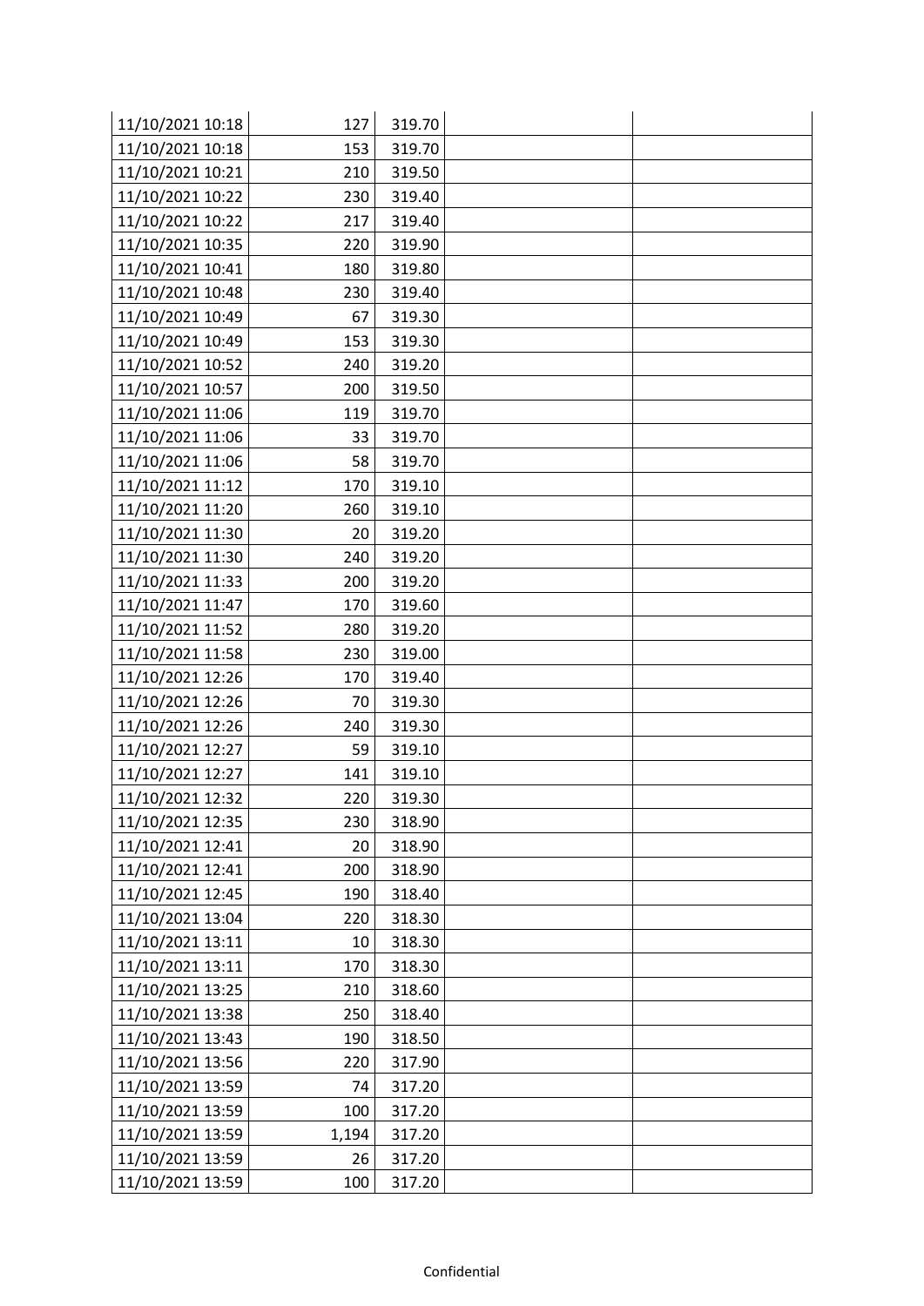| | | | | |
|---|---|---|---|---|
| 11/10/2021 10:18 | 127 | 319.70 | | |
| 11/10/2021 10:18 | 153 | 319.70 | | |
| 11/10/2021 10:21 | 210 | 319.50 | | |
| 11/10/2021 10:22 | 230 | 319.40 | | |
| 11/10/2021 10:22 | 217 | 319.40 | | |
| 11/10/2021 10:35 | 220 | 319.90 | | |
| 11/10/2021 10:41 | 180 | 319.80 | | |
| 11/10/2021 10:48 | 230 | 319.40 | | |
| 11/10/2021 10:49 | 67 | 319.30 | | |
| 11/10/2021 10:49 | 153 | 319.30 | | |
| 11/10/2021 10:52 | 240 | 319.20 | | |
| 11/10/2021 10:57 | 200 | 319.50 | | |
| 11/10/2021 11:06 | 119 | 319.70 | | |
| 11/10/2021 11:06 | 33 | 319.70 | | |
| 11/10/2021 11:06 | 58 | 319.70 | | |
| 11/10/2021 11:12 | 170 | 319.10 | | |
| 11/10/2021 11:20 | 260 | 319.10 | | |
| 11/10/2021 11:30 | 20 | 319.20 | | |
| 11/10/2021 11:30 | 240 | 319.20 | | |
| 11/10/2021 11:33 | 200 | 319.20 | | |
| 11/10/2021 11:47 | 170 | 319.60 | | |
| 11/10/2021 11:52 | 280 | 319.20 | | |
| 11/10/2021 11:58 | 230 | 319.00 | | |
| 11/10/2021 12:26 | 170 | 319.40 | | |
| 11/10/2021 12:26 | 70 | 319.30 | | |
| 11/10/2021 12:26 | 240 | 319.30 | | |
| 11/10/2021 12:27 | 59 | 319.10 | | |
| 11/10/2021 12:27 | 141 | 319.10 | | |
| 11/10/2021 12:32 | 220 | 319.30 | | |
| 11/10/2021 12:35 | 230 | 318.90 | | |
| 11/10/2021 12:41 | 20 | 318.90 | | |
| 11/10/2021 12:41 | 200 | 318.90 | | |
| 11/10/2021 12:45 | 190 | 318.40 | | |
| 11/10/2021 13:04 | 220 | 318.30 | | |
| 11/10/2021 13:11 | 10 | 318.30 | | |
| 11/10/2021 13:11 | 170 | 318.30 | | |
| 11/10/2021 13:25 | 210 | 318.60 | | |
| 11/10/2021 13:38 | 250 | 318.40 | | |
| 11/10/2021 13:43 | 190 | 318.50 | | |
| 11/10/2021 13:56 | 220 | 317.90 | | |
| 11/10/2021 13:59 | 74 | 317.20 | | |
| 11/10/2021 13:59 | 100 | 317.20 | | |
| 11/10/2021 13:59 | 1,194 | 317.20 | | |
| 11/10/2021 13:59 | 26 | 317.20 | | |
| 11/10/2021 13:59 | 100 | 317.20 | | |

Confidential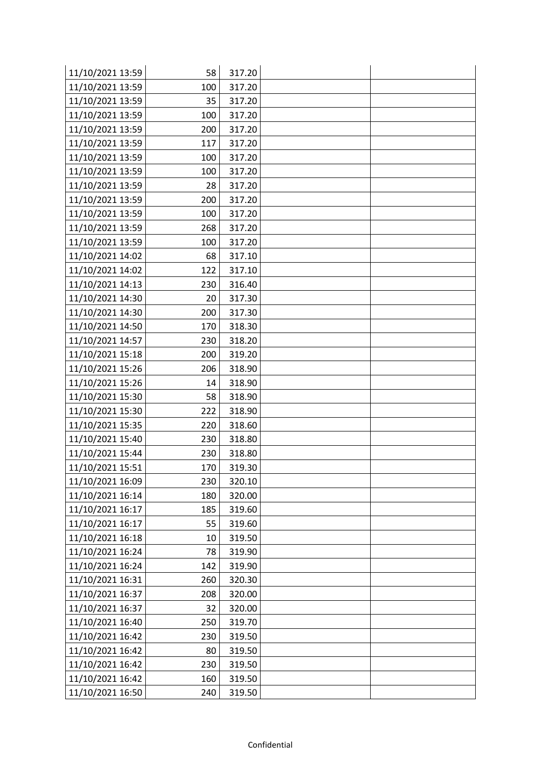| | | | | |
|---|---|---|---|---|
| 11/10/2021 13:59 | 58 | 317.20 | | |
| 11/10/2021 13:59 | 100 | 317.20 | | |
| 11/10/2021 13:59 | 35 | 317.20 | | |
| 11/10/2021 13:59 | 100 | 317.20 | | |
| 11/10/2021 13:59 | 200 | 317.20 | | |
| 11/10/2021 13:59 | 117 | 317.20 | | |
| 11/10/2021 13:59 | 100 | 317.20 | | |
| 11/10/2021 13:59 | 100 | 317.20 | | |
| 11/10/2021 13:59 | 28 | 317.20 | | |
| 11/10/2021 13:59 | 200 | 317.20 | | |
| 11/10/2021 13:59 | 100 | 317.20 | | |
| 11/10/2021 13:59 | 268 | 317.20 | | |
| 11/10/2021 13:59 | 100 | 317.20 | | |
| 11/10/2021 14:02 | 68 | 317.10 | | |
| 11/10/2021 14:02 | 122 | 317.10 | | |
| 11/10/2021 14:13 | 230 | 316.40 | | |
| 11/10/2021 14:30 | 20 | 317.30 | | |
| 11/10/2021 14:30 | 200 | 317.30 | | |
| 11/10/2021 14:50 | 170 | 318.30 | | |
| 11/10/2021 14:57 | 230 | 318.20 | | |
| 11/10/2021 15:18 | 200 | 319.20 | | |
| 11/10/2021 15:26 | 206 | 318.90 | | |
| 11/10/2021 15:26 | 14 | 318.90 | | |
| 11/10/2021 15:30 | 58 | 318.90 | | |
| 11/10/2021 15:30 | 222 | 318.90 | | |
| 11/10/2021 15:35 | 220 | 318.60 | | |
| 11/10/2021 15:40 | 230 | 318.80 | | |
| 11/10/2021 15:44 | 230 | 318.80 | | |
| 11/10/2021 15:51 | 170 | 319.30 | | |
| 11/10/2021 16:09 | 230 | 320.10 | | |
| 11/10/2021 16:14 | 180 | 320.00 | | |
| 11/10/2021 16:17 | 185 | 319.60 | | |
| 11/10/2021 16:17 | 55 | 319.60 | | |
| 11/10/2021 16:18 | 10 | 319.50 | | |
| 11/10/2021 16:24 | 78 | 319.90 | | |
| 11/10/2021 16:24 | 142 | 319.90 | | |
| 11/10/2021 16:31 | 260 | 320.30 | | |
| 11/10/2021 16:37 | 208 | 320.00 | | |
| 11/10/2021 16:37 | 32 | 320.00 | | |
| 11/10/2021 16:40 | 250 | 319.70 | | |
| 11/10/2021 16:42 | 230 | 319.50 | | |
| 11/10/2021 16:42 | 80 | 319.50 | | |
| 11/10/2021 16:42 | 230 | 319.50 | | |
| 11/10/2021 16:42 | 160 | 319.50 | | |
| 11/10/2021 16:50 | 240 | 319.50 | | |

Confidential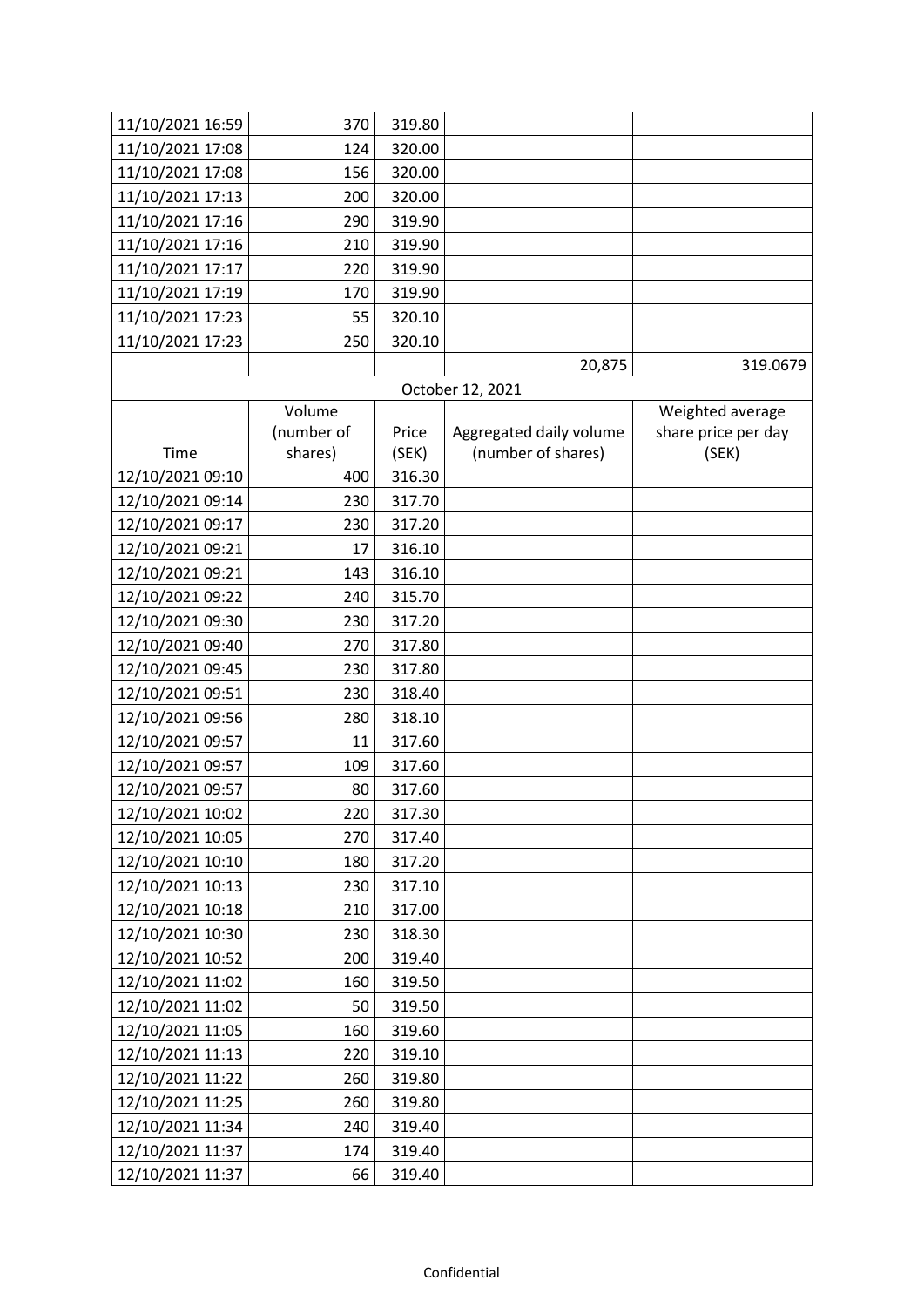| | | | | |
|---|---|---|---|---|
| 11/10/2021 16:59 | 370 | 319.80 | | |
| 11/10/2021 17:08 | 124 | 320.00 | | |
| 11/10/2021 17:08 | 156 | 320.00 | | |
| 11/10/2021 17:13 | 200 | 320.00 | | |
| 11/10/2021 17:16 | 290 | 319.90 | | |
| 11/10/2021 17:16 | 210 | 319.90 | | |
| 11/10/2021 17:17 | 220 | 319.90 | | |
| 11/10/2021 17:19 | 170 | 319.90 | | |
| 11/10/2021 17:23 | 55 | 320.10 | | |
| 11/10/2021 17:23 | 250 | 320.10 | | |
| | | | 20,875 | 319.0679 |

October 12, 2021

| Time | Volume (number of shares) | Price (SEK) | Aggregated daily volume (number of shares) | Weighted average share price per day (SEK) |
|---|---|---|---|---|
| 12/10/2021 09:10 | 400 | 316.30 | | |
| 12/10/2021 09:14 | 230 | 317.70 | | |
| 12/10/2021 09:17 | 230 | 317.20 | | |
| 12/10/2021 09:21 | 17 | 316.10 | | |
| 12/10/2021 09:21 | 143 | 316.10 | | |
| 12/10/2021 09:22 | 240 | 315.70 | | |
| 12/10/2021 09:30 | 230 | 317.20 | | |
| 12/10/2021 09:40 | 270 | 317.80 | | |
| 12/10/2021 09:45 | 230 | 317.80 | | |
| 12/10/2021 09:51 | 230 | 318.40 | | |
| 12/10/2021 09:56 | 280 | 318.10 | | |
| 12/10/2021 09:57 | 11 | 317.60 | | |
| 12/10/2021 09:57 | 109 | 317.60 | | |
| 12/10/2021 09:57 | 80 | 317.60 | | |
| 12/10/2021 10:02 | 220 | 317.30 | | |
| 12/10/2021 10:05 | 270 | 317.40 | | |
| 12/10/2021 10:10 | 180 | 317.20 | | |
| 12/10/2021 10:13 | 230 | 317.10 | | |
| 12/10/2021 10:18 | 210 | 317.00 | | |
| 12/10/2021 10:30 | 230 | 318.30 | | |
| 12/10/2021 10:52 | 200 | 319.40 | | |
| 12/10/2021 11:02 | 160 | 319.50 | | |
| 12/10/2021 11:02 | 50 | 319.50 | | |
| 12/10/2021 11:05 | 160 | 319.60 | | |
| 12/10/2021 11:13 | 220 | 319.10 | | |
| 12/10/2021 11:22 | 260 | 319.80 | | |
| 12/10/2021 11:25 | 260 | 319.80 | | |
| 12/10/2021 11:34 | 240 | 319.40 | | |
| 12/10/2021 11:37 | 174 | 319.40 | | |
| 12/10/2021 11:37 | 66 | 319.40 | | |

Confidential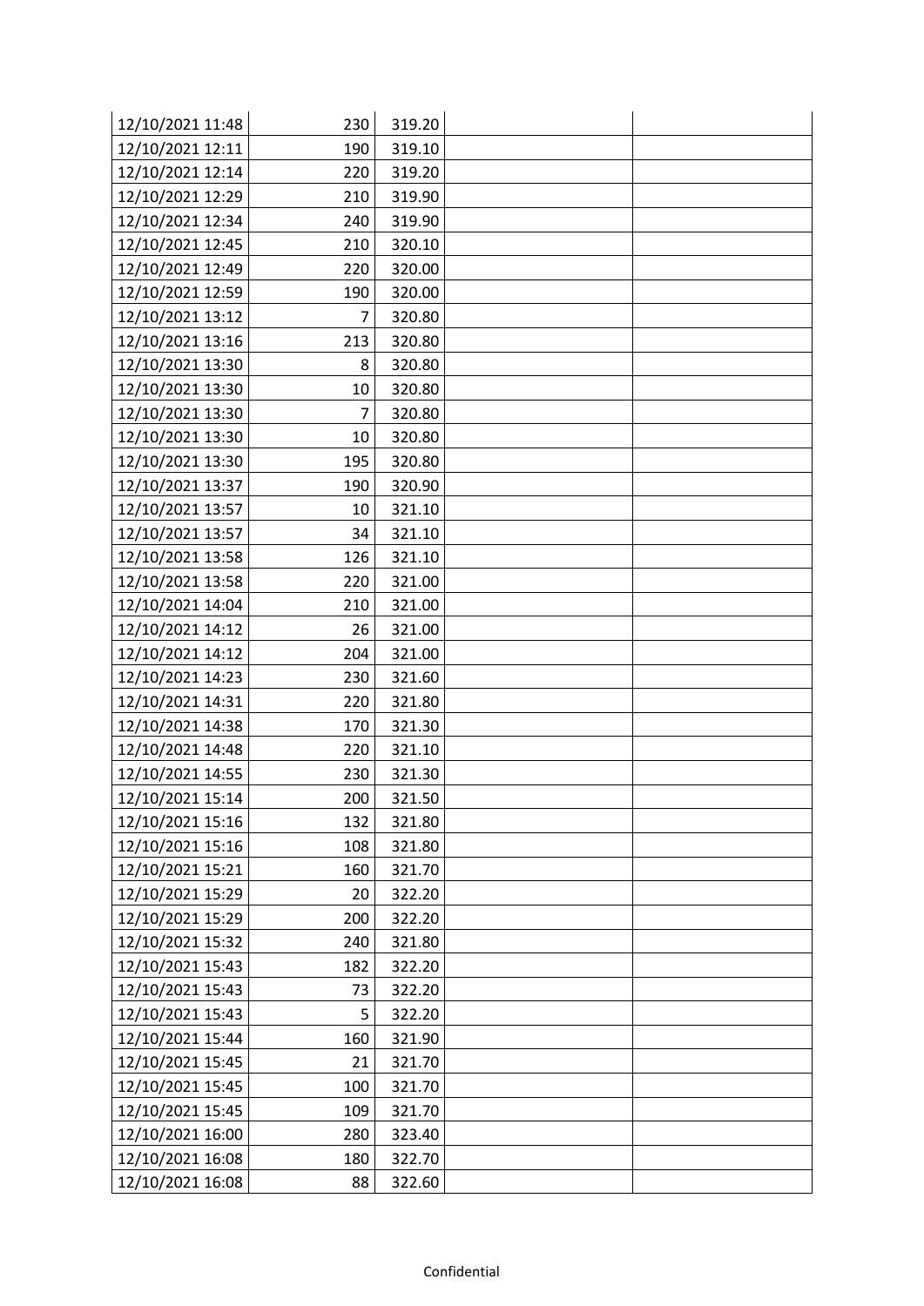|  |  |  |  |  |
|---|---|---|---|---|
| 12/10/2021 11:48 | 230 | 319.20 |  |  |
| 12/10/2021 12:11 | 190 | 319.10 |  |  |
| 12/10/2021 12:14 | 220 | 319.20 |  |  |
| 12/10/2021 12:29 | 210 | 319.90 |  |  |
| 12/10/2021 12:34 | 240 | 319.90 |  |  |
| 12/10/2021 12:45 | 210 | 320.10 |  |  |
| 12/10/2021 12:49 | 220 | 320.00 |  |  |
| 12/10/2021 12:59 | 190 | 320.00 |  |  |
| 12/10/2021 13:12 | 7 | 320.80 |  |  |
| 12/10/2021 13:16 | 213 | 320.80 |  |  |
| 12/10/2021 13:30 | 8 | 320.80 |  |  |
| 12/10/2021 13:30 | 10 | 320.80 |  |  |
| 12/10/2021 13:30 | 7 | 320.80 |  |  |
| 12/10/2021 13:30 | 10 | 320.80 |  |  |
| 12/10/2021 13:30 | 195 | 320.80 |  |  |
| 12/10/2021 13:37 | 190 | 320.90 |  |  |
| 12/10/2021 13:57 | 10 | 321.10 |  |  |
| 12/10/2021 13:57 | 34 | 321.10 |  |  |
| 12/10/2021 13:58 | 126 | 321.10 |  |  |
| 12/10/2021 13:58 | 220 | 321.00 |  |  |
| 12/10/2021 14:04 | 210 | 321.00 |  |  |
| 12/10/2021 14:12 | 26 | 321.00 |  |  |
| 12/10/2021 14:12 | 204 | 321.00 |  |  |
| 12/10/2021 14:23 | 230 | 321.60 |  |  |
| 12/10/2021 14:31 | 220 | 321.80 |  |  |
| 12/10/2021 14:38 | 170 | 321.30 |  |  |
| 12/10/2021 14:48 | 220 | 321.10 |  |  |
| 12/10/2021 14:55 | 230 | 321.30 |  |  |
| 12/10/2021 15:14 | 200 | 321.50 |  |  |
| 12/10/2021 15:16 | 132 | 321.80 |  |  |
| 12/10/2021 15:16 | 108 | 321.80 |  |  |
| 12/10/2021 15:21 | 160 | 321.70 |  |  |
| 12/10/2021 15:29 | 20 | 322.20 |  |  |
| 12/10/2021 15:29 | 200 | 322.20 |  |  |
| 12/10/2021 15:32 | 240 | 321.80 |  |  |
| 12/10/2021 15:43 | 182 | 322.20 |  |  |
| 12/10/2021 15:43 | 73 | 322.20 |  |  |
| 12/10/2021 15:43 | 5 | 322.20 |  |  |
| 12/10/2021 15:44 | 160 | 321.90 |  |  |
| 12/10/2021 15:45 | 21 | 321.70 |  |  |
| 12/10/2021 15:45 | 100 | 321.70 |  |  |
| 12/10/2021 15:45 | 109 | 321.70 |  |  |
| 12/10/2021 16:00 | 280 | 323.40 |  |  |
| 12/10/2021 16:08 | 180 | 322.70 |  |  |
| 12/10/2021 16:08 | 88 | 322.60 |  |  |

Confidential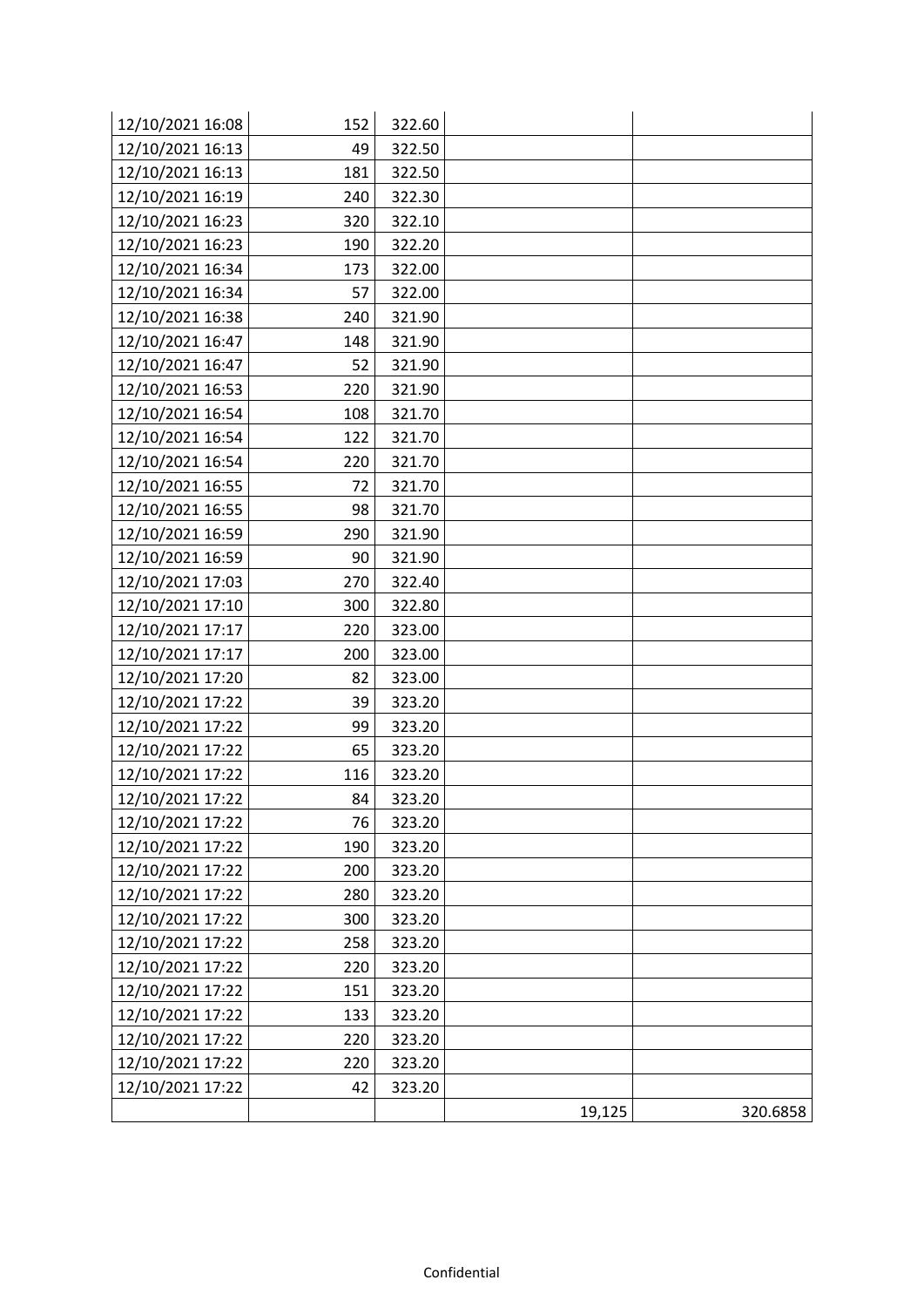| | | | | |
|---|---|---|---|---|
| 12/10/2021 16:08 | 152 | 322.60 | | |
| 12/10/2021 16:13 | 49 | 322.50 | | |
| 12/10/2021 16:13 | 181 | 322.50 | | |
| 12/10/2021 16:19 | 240 | 322.30 | | |
| 12/10/2021 16:23 | 320 | 322.10 | | |
| 12/10/2021 16:23 | 190 | 322.20 | | |
| 12/10/2021 16:34 | 173 | 322.00 | | |
| 12/10/2021 16:34 | 57 | 322.00 | | |
| 12/10/2021 16:38 | 240 | 321.90 | | |
| 12/10/2021 16:47 | 148 | 321.90 | | |
| 12/10/2021 16:47 | 52 | 321.90 | | |
| 12/10/2021 16:53 | 220 | 321.90 | | |
| 12/10/2021 16:54 | 108 | 321.70 | | |
| 12/10/2021 16:54 | 122 | 321.70 | | |
| 12/10/2021 16:54 | 220 | 321.70 | | |
| 12/10/2021 16:55 | 72 | 321.70 | | |
| 12/10/2021 16:55 | 98 | 321.70 | | |
| 12/10/2021 16:59 | 290 | 321.90 | | |
| 12/10/2021 16:59 | 90 | 321.90 | | |
| 12/10/2021 17:03 | 270 | 322.40 | | |
| 12/10/2021 17:10 | 300 | 322.80 | | |
| 12/10/2021 17:17 | 220 | 323.00 | | |
| 12/10/2021 17:17 | 200 | 323.00 | | |
| 12/10/2021 17:20 | 82 | 323.00 | | |
| 12/10/2021 17:22 | 39 | 323.20 | | |
| 12/10/2021 17:22 | 99 | 323.20 | | |
| 12/10/2021 17:22 | 65 | 323.20 | | |
| 12/10/2021 17:22 | 116 | 323.20 | | |
| 12/10/2021 17:22 | 84 | 323.20 | | |
| 12/10/2021 17:22 | 76 | 323.20 | | |
| 12/10/2021 17:22 | 190 | 323.20 | | |
| 12/10/2021 17:22 | 200 | 323.20 | | |
| 12/10/2021 17:22 | 280 | 323.20 | | |
| 12/10/2021 17:22 | 300 | 323.20 | | |
| 12/10/2021 17:22 | 258 | 323.20 | | |
| 12/10/2021 17:22 | 220 | 323.20 | | |
| 12/10/2021 17:22 | 151 | 323.20 | | |
| 12/10/2021 17:22 | 133 | 323.20 | | |
| 12/10/2021 17:22 | 220 | 323.20 | | |
| 12/10/2021 17:22 | 220 | 323.20 | | |
| 12/10/2021 17:22 | 42 | 323.20 | | |
| | | | 19,125 | 320.6858 |

Confidential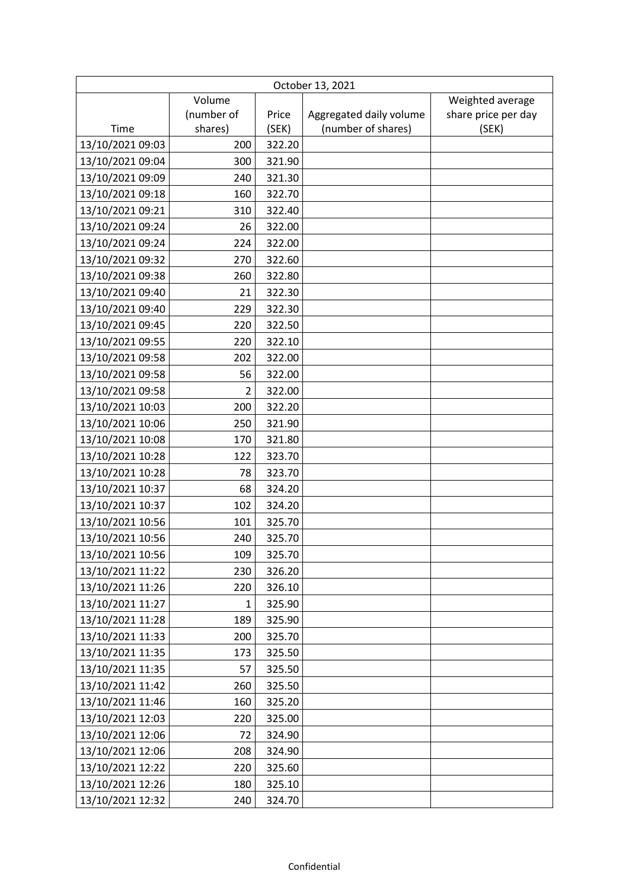| October 13, 2021 | | | | |
|---|---|---|---|---|
| Time | Volume (number of shares) | Price (SEK) | Aggregated daily volume (number of shares) | Weighted average share price per day (SEK) |
| 13/10/2021 09:03 | 200 | 322.20 | | |
| 13/10/2021 09:04 | 300 | 321.90 | | |
| 13/10/2021 09:09 | 240 | 321.30 | | |
| 13/10/2021 09:18 | 160 | 322.70 | | |
| 13/10/2021 09:21 | 310 | 322.40 | | |
| 13/10/2021 09:24 | 26 | 322.00 | | |
| 13/10/2021 09:24 | 224 | 322.00 | | |
| 13/10/2021 09:32 | 270 | 322.60 | | |
| 13/10/2021 09:38 | 260 | 322.80 | | |
| 13/10/2021 09:40 | 21 | 322.30 | | |
| 13/10/2021 09:40 | 229 | 322.30 | | |
| 13/10/2021 09:45 | 220 | 322.50 | | |
| 13/10/2021 09:55 | 220 | 322.10 | | |
| 13/10/2021 09:58 | 202 | 322.00 | | |
| 13/10/2021 09:58 | 56 | 322.00 | | |
| 13/10/2021 09:58 | 2 | 322.00 | | |
| 13/10/2021 10:03 | 200 | 322.20 | | |
| 13/10/2021 10:06 | 250 | 321.90 | | |
| 13/10/2021 10:08 | 170 | 321.80 | | |
| 13/10/2021 10:28 | 122 | 323.70 | | |
| 13/10/2021 10:28 | 78 | 323.70 | | |
| 13/10/2021 10:37 | 68 | 324.20 | | |
| 13/10/2021 10:37 | 102 | 324.20 | | |
| 13/10/2021 10:56 | 101 | 325.70 | | |
| 13/10/2021 10:56 | 240 | 325.70 | | |
| 13/10/2021 10:56 | 109 | 325.70 | | |
| 13/10/2021 11:22 | 230 | 326.20 | | |
| 13/10/2021 11:26 | 220 | 326.10 | | |
| 13/10/2021 11:27 | 1 | 325.90 | | |
| 13/10/2021 11:28 | 189 | 325.90 | | |
| 13/10/2021 11:33 | 200 | 325.70 | | |
| 13/10/2021 11:35 | 173 | 325.50 | | |
| 13/10/2021 11:35 | 57 | 325.50 | | |
| 13/10/2021 11:42 | 260 | 325.50 | | |
| 13/10/2021 11:46 | 160 | 325.20 | | |
| 13/10/2021 12:03 | 220 | 325.00 | | |
| 13/10/2021 12:06 | 72 | 324.90 | | |
| 13/10/2021 12:06 | 208 | 324.90 | | |
| 13/10/2021 12:22 | 220 | 325.60 | | |
| 13/10/2021 12:26 | 180 | 325.10 | | |
| 13/10/2021 12:32 | 240 | 324.70 | | |

Confidential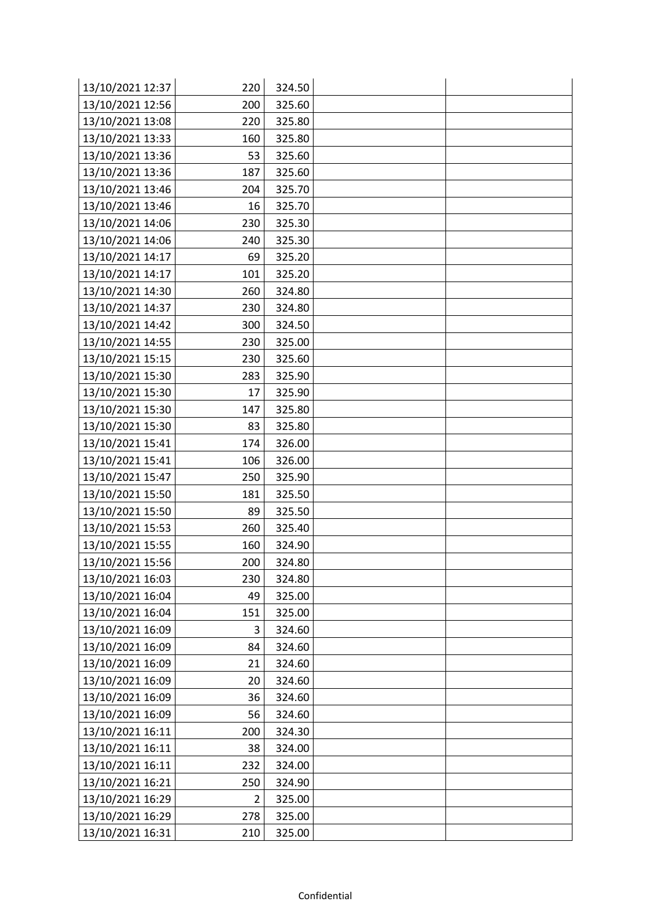| | | | | |
|---|---|---|---|---|
| 13/10/2021 12:37 | 220 | 324.50 | | |
| 13/10/2021 12:56 | 200 | 325.60 | | |
| 13/10/2021 13:08 | 220 | 325.80 | | |
| 13/10/2021 13:33 | 160 | 325.80 | | |
| 13/10/2021 13:36 | 53 | 325.60 | | |
| 13/10/2021 13:36 | 187 | 325.60 | | |
| 13/10/2021 13:46 | 204 | 325.70 | | |
| 13/10/2021 13:46 | 16 | 325.70 | | |
| 13/10/2021 14:06 | 230 | 325.30 | | |
| 13/10/2021 14:06 | 240 | 325.30 | | |
| 13/10/2021 14:17 | 69 | 325.20 | | |
| 13/10/2021 14:17 | 101 | 325.20 | | |
| 13/10/2021 14:30 | 260 | 324.80 | | |
| 13/10/2021 14:37 | 230 | 324.80 | | |
| 13/10/2021 14:42 | 300 | 324.50 | | |
| 13/10/2021 14:55 | 230 | 325.00 | | |
| 13/10/2021 15:15 | 230 | 325.60 | | |
| 13/10/2021 15:30 | 283 | 325.90 | | |
| 13/10/2021 15:30 | 17 | 325.90 | | |
| 13/10/2021 15:30 | 147 | 325.80 | | |
| 13/10/2021 15:30 | 83 | 325.80 | | |
| 13/10/2021 15:41 | 174 | 326.00 | | |
| 13/10/2021 15:41 | 106 | 326.00 | | |
| 13/10/2021 15:47 | 250 | 325.90 | | |
| 13/10/2021 15:50 | 181 | 325.50 | | |
| 13/10/2021 15:50 | 89 | 325.50 | | |
| 13/10/2021 15:53 | 260 | 325.40 | | |
| 13/10/2021 15:55 | 160 | 324.90 | | |
| 13/10/2021 15:56 | 200 | 324.80 | | |
| 13/10/2021 16:03 | 230 | 324.80 | | |
| 13/10/2021 16:04 | 49 | 325.00 | | |
| 13/10/2021 16:04 | 151 | 325.00 | | |
| 13/10/2021 16:09 | 3 | 324.60 | | |
| 13/10/2021 16:09 | 84 | 324.60 | | |
| 13/10/2021 16:09 | 21 | 324.60 | | |
| 13/10/2021 16:09 | 20 | 324.60 | | |
| 13/10/2021 16:09 | 36 | 324.60 | | |
| 13/10/2021 16:09 | 56 | 324.60 | | |
| 13/10/2021 16:11 | 200 | 324.30 | | |
| 13/10/2021 16:11 | 38 | 324.00 | | |
| 13/10/2021 16:11 | 232 | 324.00 | | |
| 13/10/2021 16:21 | 250 | 324.90 | | |
| 13/10/2021 16:29 | 2 | 325.00 | | |
| 13/10/2021 16:29 | 278 | 325.00 | | |
| 13/10/2021 16:31 | 210 | 325.00 | | |

Confidential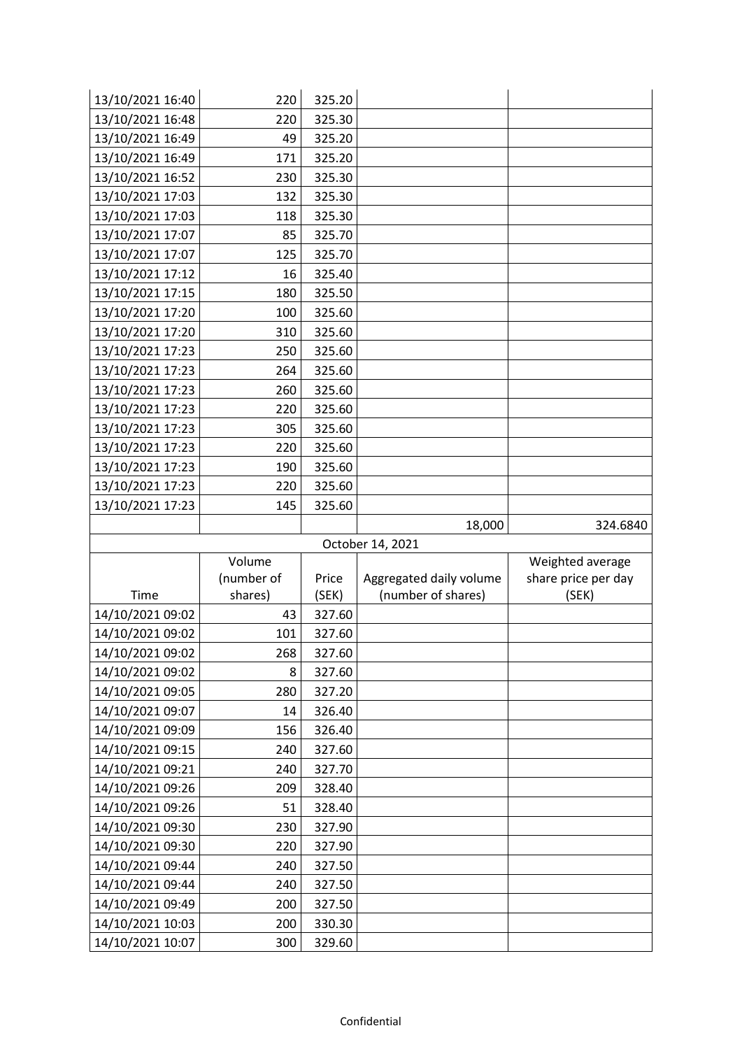| | | | | |
|---|---|---|---|---|
| 13/10/2021 16:40 | 220 | 325.20 | | |
| 13/10/2021 16:48 | 220 | 325.30 | | |
| 13/10/2021 16:49 | 49 | 325.20 | | |
| 13/10/2021 16:49 | 171 | 325.20 | | |
| 13/10/2021 16:52 | 230 | 325.30 | | |
| 13/10/2021 17:03 | 132 | 325.30 | | |
| 13/10/2021 17:03 | 118 | 325.30 | | |
| 13/10/2021 17:07 | 85 | 325.70 | | |
| 13/10/2021 17:07 | 125 | 325.70 | | |
| 13/10/2021 17:12 | 16 | 325.40 | | |
| 13/10/2021 17:15 | 180 | 325.50 | | |
| 13/10/2021 17:20 | 100 | 325.60 | | |
| 13/10/2021 17:20 | 310 | 325.60 | | |
| 13/10/2021 17:23 | 250 | 325.60 | | |
| 13/10/2021 17:23 | 264 | 325.60 | | |
| 13/10/2021 17:23 | 260 | 325.60 | | |
| 13/10/2021 17:23 | 220 | 325.60 | | |
| 13/10/2021 17:23 | 305 | 325.60 | | |
| 13/10/2021 17:23 | 220 | 325.60 | | |
| 13/10/2021 17:23 | 190 | 325.60 | | |
| 13/10/2021 17:23 | 220 | 325.60 | | |
| 13/10/2021 17:23 | 145 | 325.60 | | |
| | | | 18,000 | 324.6840 |

October 14, 2021

| Time | Volume (number of shares) | Price (SEK) | Aggregated daily volume (number of shares) | Weighted average share price per day (SEK) |
|---|---|---|---|---|
| 14/10/2021 09:02 | 43 | 327.60 | | |
| 14/10/2021 09:02 | 101 | 327.60 | | |
| 14/10/2021 09:02 | 268 | 327.60 | | |
| 14/10/2021 09:02 | 8 | 327.60 | | |
| 14/10/2021 09:05 | 280 | 327.20 | | |
| 14/10/2021 09:07 | 14 | 326.40 | | |
| 14/10/2021 09:09 | 156 | 326.40 | | |
| 14/10/2021 09:15 | 240 | 327.60 | | |
| 14/10/2021 09:21 | 240 | 327.70 | | |
| 14/10/2021 09:26 | 209 | 328.40 | | |
| 14/10/2021 09:26 | 51 | 328.40 | | |
| 14/10/2021 09:30 | 230 | 327.90 | | |
| 14/10/2021 09:30 | 220 | 327.90 | | |
| 14/10/2021 09:44 | 240 | 327.50 | | |
| 14/10/2021 09:44 | 240 | 327.50 | | |
| 14/10/2021 09:49 | 200 | 327.50 | | |
| 14/10/2021 10:03 | 200 | 330.30 | | |
| 14/10/2021 10:07 | 300 | 329.60 | | |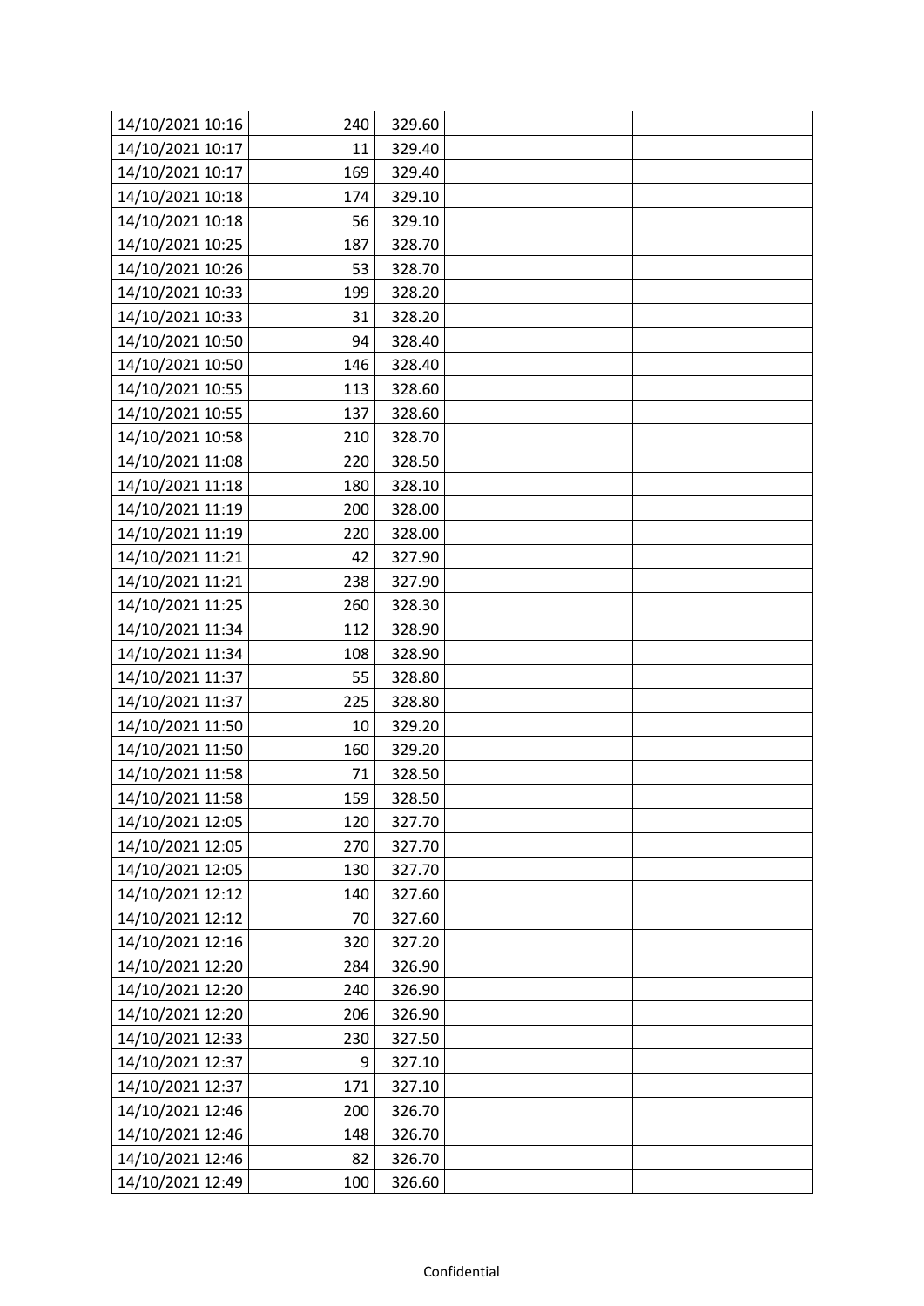| | | | | |
|---|---|---|---|---|
| 14/10/2021 10:16 | 240 | 329.60 | | |
| 14/10/2021 10:17 | 11 | 329.40 | | |
| 14/10/2021 10:17 | 169 | 329.40 | | |
| 14/10/2021 10:18 | 174 | 329.10 | | |
| 14/10/2021 10:18 | 56 | 329.10 | | |
| 14/10/2021 10:25 | 187 | 328.70 | | |
| 14/10/2021 10:26 | 53 | 328.70 | | |
| 14/10/2021 10:33 | 199 | 328.20 | | |
| 14/10/2021 10:33 | 31 | 328.20 | | |
| 14/10/2021 10:50 | 94 | 328.40 | | |
| 14/10/2021 10:50 | 146 | 328.40 | | |
| 14/10/2021 10:55 | 113 | 328.60 | | |
| 14/10/2021 10:55 | 137 | 328.60 | | |
| 14/10/2021 10:58 | 210 | 328.70 | | |
| 14/10/2021 11:08 | 220 | 328.50 | | |
| 14/10/2021 11:18 | 180 | 328.10 | | |
| 14/10/2021 11:19 | 200 | 328.00 | | |
| 14/10/2021 11:19 | 220 | 328.00 | | |
| 14/10/2021 11:21 | 42 | 327.90 | | |
| 14/10/2021 11:21 | 238 | 327.90 | | |
| 14/10/2021 11:25 | 260 | 328.30 | | |
| 14/10/2021 11:34 | 112 | 328.90 | | |
| 14/10/2021 11:34 | 108 | 328.90 | | |
| 14/10/2021 11:37 | 55 | 328.80 | | |
| 14/10/2021 11:37 | 225 | 328.80 | | |
| 14/10/2021 11:50 | 10 | 329.20 | | |
| 14/10/2021 11:50 | 160 | 329.20 | | |
| 14/10/2021 11:58 | 71 | 328.50 | | |
| 14/10/2021 11:58 | 159 | 328.50 | | |
| 14/10/2021 12:05 | 120 | 327.70 | | |
| 14/10/2021 12:05 | 270 | 327.70 | | |
| 14/10/2021 12:05 | 130 | 327.70 | | |
| 14/10/2021 12:12 | 140 | 327.60 | | |
| 14/10/2021 12:12 | 70 | 327.60 | | |
| 14/10/2021 12:16 | 320 | 327.20 | | |
| 14/10/2021 12:20 | 284 | 326.90 | | |
| 14/10/2021 12:20 | 240 | 326.90 | | |
| 14/10/2021 12:20 | 206 | 326.90 | | |
| 14/10/2021 12:33 | 230 | 327.50 | | |
| 14/10/2021 12:37 | 9 | 327.10 | | |
| 14/10/2021 12:37 | 171 | 327.10 | | |
| 14/10/2021 12:46 | 200 | 326.70 | | |
| 14/10/2021 12:46 | 148 | 326.70 | | |
| 14/10/2021 12:46 | 82 | 326.70 | | |
| 14/10/2021 12:49 | 100 | 326.60 | | |

Confidential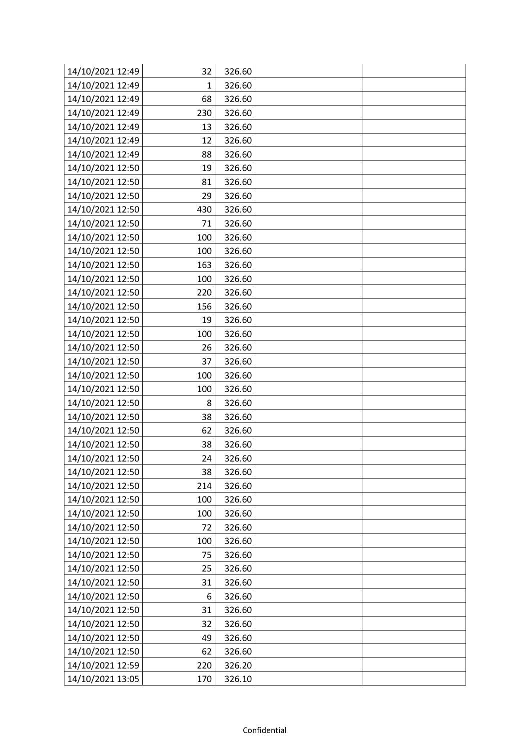| | | | | |
|---|---|---|---|---|
| 14/10/2021 12:49 | 32 | 326.60 | | |
| 14/10/2021 12:49 | 1 | 326.60 | | |
| 14/10/2021 12:49 | 68 | 326.60 | | |
| 14/10/2021 12:49 | 230 | 326.60 | | |
| 14/10/2021 12:49 | 13 | 326.60 | | |
| 14/10/2021 12:49 | 12 | 326.60 | | |
| 14/10/2021 12:49 | 88 | 326.60 | | |
| 14/10/2021 12:50 | 19 | 326.60 | | |
| 14/10/2021 12:50 | 81 | 326.60 | | |
| 14/10/2021 12:50 | 29 | 326.60 | | |
| 14/10/2021 12:50 | 430 | 326.60 | | |
| 14/10/2021 12:50 | 71 | 326.60 | | |
| 14/10/2021 12:50 | 100 | 326.60 | | |
| 14/10/2021 12:50 | 100 | 326.60 | | |
| 14/10/2021 12:50 | 163 | 326.60 | | |
| 14/10/2021 12:50 | 100 | 326.60 | | |
| 14/10/2021 12:50 | 220 | 326.60 | | |
| 14/10/2021 12:50 | 156 | 326.60 | | |
| 14/10/2021 12:50 | 19 | 326.60 | | |
| 14/10/2021 12:50 | 100 | 326.60 | | |
| 14/10/2021 12:50 | 26 | 326.60 | | |
| 14/10/2021 12:50 | 37 | 326.60 | | |
| 14/10/2021 12:50 | 100 | 326.60 | | |
| 14/10/2021 12:50 | 100 | 326.60 | | |
| 14/10/2021 12:50 | 8 | 326.60 | | |
| 14/10/2021 12:50 | 38 | 326.60 | | |
| 14/10/2021 12:50 | 62 | 326.60 | | |
| 14/10/2021 12:50 | 38 | 326.60 | | |
| 14/10/2021 12:50 | 24 | 326.60 | | |
| 14/10/2021 12:50 | 38 | 326.60 | | |
| 14/10/2021 12:50 | 214 | 326.60 | | |
| 14/10/2021 12:50 | 100 | 326.60 | | |
| 14/10/2021 12:50 | 100 | 326.60 | | |
| 14/10/2021 12:50 | 72 | 326.60 | | |
| 14/10/2021 12:50 | 100 | 326.60 | | |
| 14/10/2021 12:50 | 75 | 326.60 | | |
| 14/10/2021 12:50 | 25 | 326.60 | | |
| 14/10/2021 12:50 | 31 | 326.60 | | |
| 14/10/2021 12:50 | 6 | 326.60 | | |
| 14/10/2021 12:50 | 31 | 326.60 | | |
| 14/10/2021 12:50 | 32 | 326.60 | | |
| 14/10/2021 12:50 | 49 | 326.60 | | |
| 14/10/2021 12:50 | 62 | 326.60 | | |
| 14/10/2021 12:59 | 220 | 326.20 | | |
| 14/10/2021 13:05 | 170 | 326.10 | | |

Confidential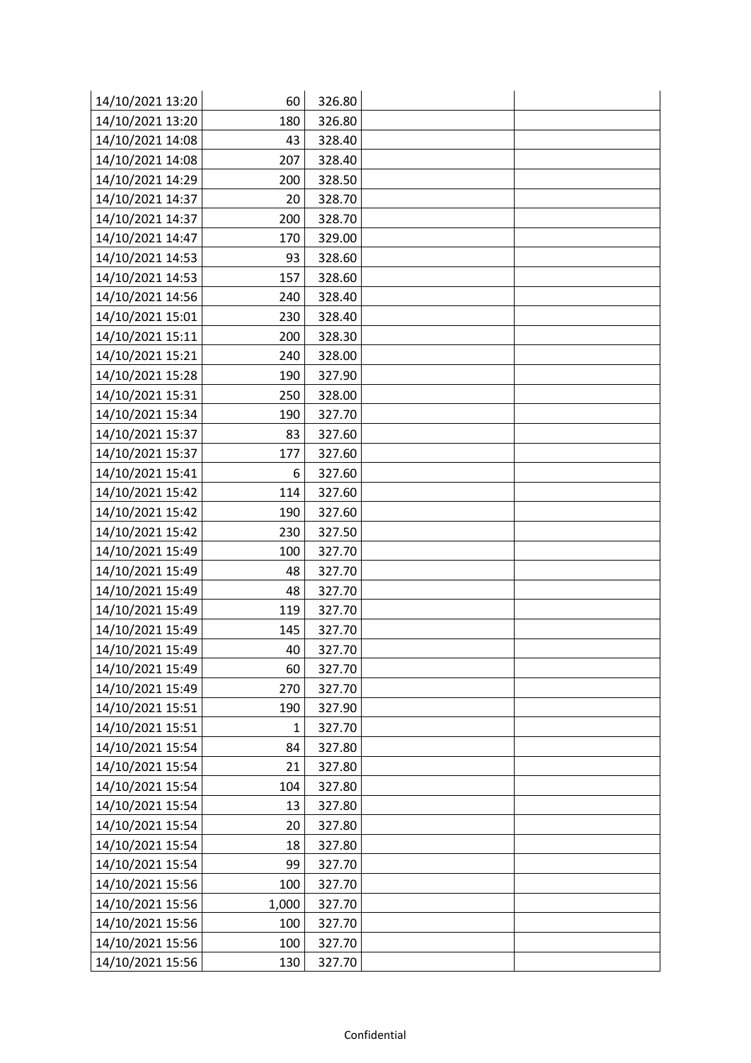| | | | | |
|---|---|---|---|---|
| 14/10/2021 13:20 | 60 | 326.80 | | |
| 14/10/2021 13:20 | 180 | 326.80 | | |
| 14/10/2021 14:08 | 43 | 328.40 | | |
| 14/10/2021 14:08 | 207 | 328.40 | | |
| 14/10/2021 14:29 | 200 | 328.50 | | |
| 14/10/2021 14:37 | 20 | 328.70 | | |
| 14/10/2021 14:37 | 200 | 328.70 | | |
| 14/10/2021 14:47 | 170 | 329.00 | | |
| 14/10/2021 14:53 | 93 | 328.60 | | |
| 14/10/2021 14:53 | 157 | 328.60 | | |
| 14/10/2021 14:56 | 240 | 328.40 | | |
| 14/10/2021 15:01 | 230 | 328.40 | | |
| 14/10/2021 15:11 | 200 | 328.30 | | |
| 14/10/2021 15:21 | 240 | 328.00 | | |
| 14/10/2021 15:28 | 190 | 327.90 | | |
| 14/10/2021 15:31 | 250 | 328.00 | | |
| 14/10/2021 15:34 | 190 | 327.70 | | |
| 14/10/2021 15:37 | 83 | 327.60 | | |
| 14/10/2021 15:37 | 177 | 327.60 | | |
| 14/10/2021 15:41 | 6 | 327.60 | | |
| 14/10/2021 15:42 | 114 | 327.60 | | |
| 14/10/2021 15:42 | 190 | 327.60 | | |
| 14/10/2021 15:42 | 230 | 327.50 | | |
| 14/10/2021 15:49 | 100 | 327.70 | | |
| 14/10/2021 15:49 | 48 | 327.70 | | |
| 14/10/2021 15:49 | 48 | 327.70 | | |
| 14/10/2021 15:49 | 119 | 327.70 | | |
| 14/10/2021 15:49 | 145 | 327.70 | | |
| 14/10/2021 15:49 | 40 | 327.70 | | |
| 14/10/2021 15:49 | 60 | 327.70 | | |
| 14/10/2021 15:49 | 270 | 327.70 | | |
| 14/10/2021 15:51 | 190 | 327.90 | | |
| 14/10/2021 15:51 | 1 | 327.70 | | |
| 14/10/2021 15:54 | 84 | 327.80 | | |
| 14/10/2021 15:54 | 21 | 327.80 | | |
| 14/10/2021 15:54 | 104 | 327.80 | | |
| 14/10/2021 15:54 | 13 | 327.80 | | |
| 14/10/2021 15:54 | 20 | 327.80 | | |
| 14/10/2021 15:54 | 18 | 327.80 | | |
| 14/10/2021 15:54 | 99 | 327.70 | | |
| 14/10/2021 15:56 | 100 | 327.70 | | |
| 14/10/2021 15:56 | 1,000 | 327.70 | | |
| 14/10/2021 15:56 | 100 | 327.70 | | |
| 14/10/2021 15:56 | 100 | 327.70 | | |
| 14/10/2021 15:56 | 130 | 327.70 | | |

Confidential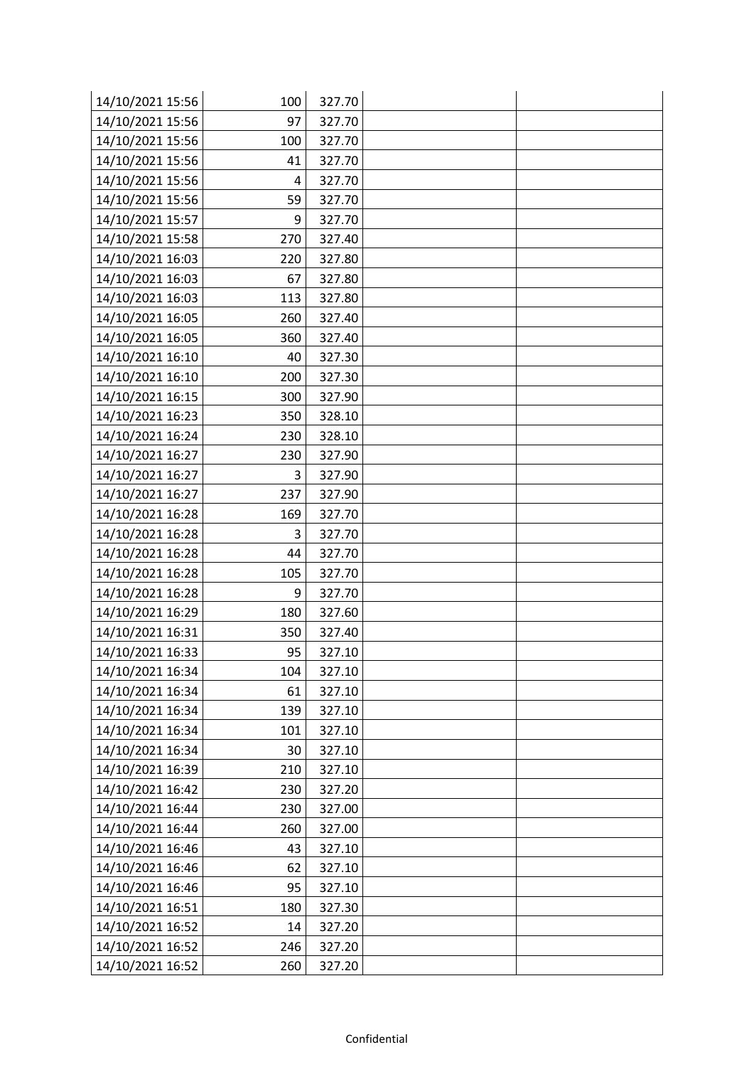| | | | | |
|---|---|---|---|---|
| 14/10/2021 15:56 | 100 | 327.70 | | |
| 14/10/2021 15:56 | 97 | 327.70 | | |
| 14/10/2021 15:56 | 100 | 327.70 | | |
| 14/10/2021 15:56 | 41 | 327.70 | | |
| 14/10/2021 15:56 | 4 | 327.70 | | |
| 14/10/2021 15:56 | 59 | 327.70 | | |
| 14/10/2021 15:57 | 9 | 327.70 | | |
| 14/10/2021 15:58 | 270 | 327.40 | | |
| 14/10/2021 16:03 | 220 | 327.80 | | |
| 14/10/2021 16:03 | 67 | 327.80 | | |
| 14/10/2021 16:03 | 113 | 327.80 | | |
| 14/10/2021 16:05 | 260 | 327.40 | | |
| 14/10/2021 16:05 | 360 | 327.40 | | |
| 14/10/2021 16:10 | 40 | 327.30 | | |
| 14/10/2021 16:10 | 200 | 327.30 | | |
| 14/10/2021 16:15 | 300 | 327.90 | | |
| 14/10/2021 16:23 | 350 | 328.10 | | |
| 14/10/2021 16:24 | 230 | 328.10 | | |
| 14/10/2021 16:27 | 230 | 327.90 | | |
| 14/10/2021 16:27 | 3 | 327.90 | | |
| 14/10/2021 16:27 | 237 | 327.90 | | |
| 14/10/2021 16:28 | 169 | 327.70 | | |
| 14/10/2021 16:28 | 3 | 327.70 | | |
| 14/10/2021 16:28 | 44 | 327.70 | | |
| 14/10/2021 16:28 | 105 | 327.70 | | |
| 14/10/2021 16:28 | 9 | 327.70 | | |
| 14/10/2021 16:29 | 180 | 327.60 | | |
| 14/10/2021 16:31 | 350 | 327.40 | | |
| 14/10/2021 16:33 | 95 | 327.10 | | |
| 14/10/2021 16:34 | 104 | 327.10 | | |
| 14/10/2021 16:34 | 61 | 327.10 | | |
| 14/10/2021 16:34 | 139 | 327.10 | | |
| 14/10/2021 16:34 | 101 | 327.10 | | |
| 14/10/2021 16:34 | 30 | 327.10 | | |
| 14/10/2021 16:39 | 210 | 327.10 | | |
| 14/10/2021 16:42 | 230 | 327.20 | | |
| 14/10/2021 16:44 | 230 | 327.00 | | |
| 14/10/2021 16:44 | 260 | 327.00 | | |
| 14/10/2021 16:46 | 43 | 327.10 | | |
| 14/10/2021 16:46 | 62 | 327.10 | | |
| 14/10/2021 16:46 | 95 | 327.10 | | |
| 14/10/2021 16:51 | 180 | 327.30 | | |
| 14/10/2021 16:52 | 14 | 327.20 | | |
| 14/10/2021 16:52 | 246 | 327.20 | | |
| 14/10/2021 16:52 | 260 | 327.20 | | |

Confidential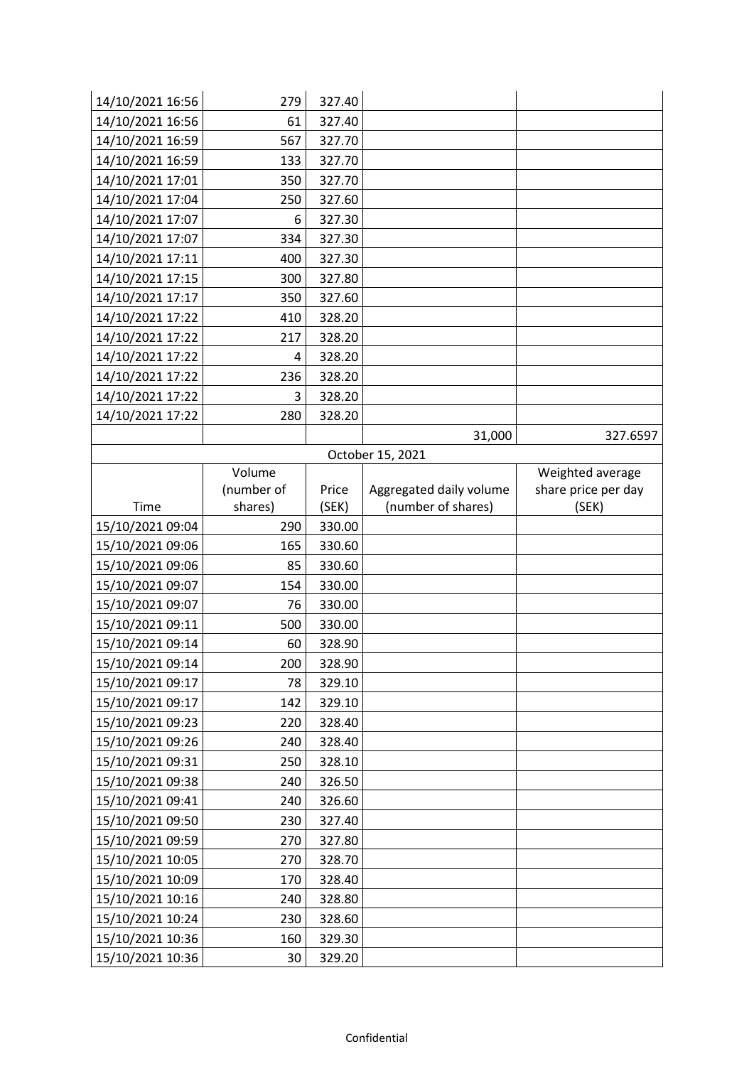| | | | | |
|---|---|---|---|---|
| 14/10/2021 16:56 | 279 | 327.40 | | |
| 14/10/2021 16:56 | 61 | 327.40 | | |
| 14/10/2021 16:59 | 567 | 327.70 | | |
| 14/10/2021 16:59 | 133 | 327.70 | | |
| 14/10/2021 17:01 | 350 | 327.70 | | |
| 14/10/2021 17:04 | 250 | 327.60 | | |
| 14/10/2021 17:07 | 6 | 327.30 | | |
| 14/10/2021 17:07 | 334 | 327.30 | | |
| 14/10/2021 17:11 | 400 | 327.30 | | |
| 14/10/2021 17:15 | 300 | 327.80 | | |
| 14/10/2021 17:17 | 350 | 327.60 | | |
| 14/10/2021 17:22 | 410 | 328.20 | | |
| 14/10/2021 17:22 | 217 | 328.20 | | |
| 14/10/2021 17:22 | 4 | 328.20 | | |
| 14/10/2021 17:22 | 236 | 328.20 | | |
| 14/10/2021 17:22 | 3 | 328.20 | | |
| 14/10/2021 17:22 | 280 | 328.20 | | |
| | | | 31,000 | 327.6597 |

October 15, 2021

| Time | Volume (number of shares) | Price (SEK) | Aggregated daily volume (number of shares) | Weighted average share price per day (SEK) |
|---|---|---|---|---|
| 15/10/2021 09:04 | 290 | 330.00 | | |
| 15/10/2021 09:06 | 165 | 330.60 | | |
| 15/10/2021 09:06 | 85 | 330.60 | | |
| 15/10/2021 09:07 | 154 | 330.00 | | |
| 15/10/2021 09:07 | 76 | 330.00 | | |
| 15/10/2021 09:11 | 500 | 330.00 | | |
| 15/10/2021 09:14 | 60 | 328.90 | | |
| 15/10/2021 09:14 | 200 | 328.90 | | |
| 15/10/2021 09:17 | 78 | 329.10 | | |
| 15/10/2021 09:17 | 142 | 329.10 | | |
| 15/10/2021 09:23 | 220 | 328.40 | | |
| 15/10/2021 09:26 | 240 | 328.40 | | |
| 15/10/2021 09:31 | 250 | 328.10 | | |
| 15/10/2021 09:38 | 240 | 326.50 | | |
| 15/10/2021 09:41 | 240 | 326.60 | | |
| 15/10/2021 09:50 | 230 | 327.40 | | |
| 15/10/2021 09:59 | 270 | 327.80 | | |
| 15/10/2021 10:05 | 270 | 328.70 | | |
| 15/10/2021 10:09 | 170 | 328.40 | | |
| 15/10/2021 10:16 | 240 | 328.80 | | |
| 15/10/2021 10:24 | 230 | 328.60 | | |
| 15/10/2021 10:36 | 160 | 329.30 | | |
| 15/10/2021 10:36 | 30 | 329.20 | | |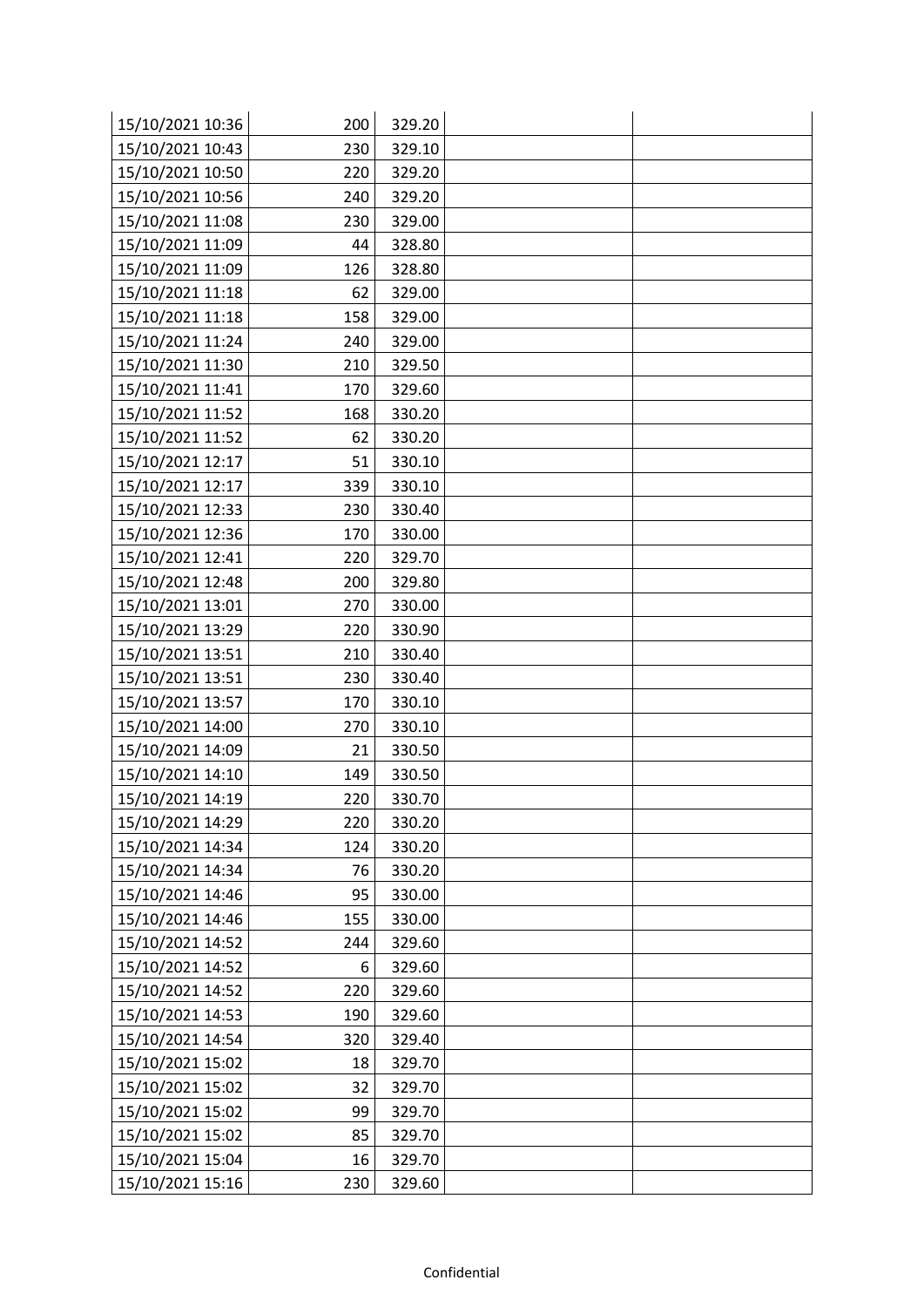| | | | | |
|---|---|---|---|---|
| 15/10/2021 10:36 | 200 | 329.20 | | |
| 15/10/2021 10:43 | 230 | 329.10 | | |
| 15/10/2021 10:50 | 220 | 329.20 | | |
| 15/10/2021 10:56 | 240 | 329.20 | | |
| 15/10/2021 11:08 | 230 | 329.00 | | |
| 15/10/2021 11:09 | 44 | 328.80 | | |
| 15/10/2021 11:09 | 126 | 328.80 | | |
| 15/10/2021 11:18 | 62 | 329.00 | | |
| 15/10/2021 11:18 | 158 | 329.00 | | |
| 15/10/2021 11:24 | 240 | 329.00 | | |
| 15/10/2021 11:30 | 210 | 329.50 | | |
| 15/10/2021 11:41 | 170 | 329.60 | | |
| 15/10/2021 11:52 | 168 | 330.20 | | |
| 15/10/2021 11:52 | 62 | 330.20 | | |
| 15/10/2021 12:17 | 51 | 330.10 | | |
| 15/10/2021 12:17 | 339 | 330.10 | | |
| 15/10/2021 12:33 | 230 | 330.40 | | |
| 15/10/2021 12:36 | 170 | 330.00 | | |
| 15/10/2021 12:41 | 220 | 329.70 | | |
| 15/10/2021 12:48 | 200 | 329.80 | | |
| 15/10/2021 13:01 | 270 | 330.00 | | |
| 15/10/2021 13:29 | 220 | 330.90 | | |
| 15/10/2021 13:51 | 210 | 330.40 | | |
| 15/10/2021 13:51 | 230 | 330.40 | | |
| 15/10/2021 13:57 | 170 | 330.10 | | |
| 15/10/2021 14:00 | 270 | 330.10 | | |
| 15/10/2021 14:09 | 21 | 330.50 | | |
| 15/10/2021 14:10 | 149 | 330.50 | | |
| 15/10/2021 14:19 | 220 | 330.70 | | |
| 15/10/2021 14:29 | 220 | 330.20 | | |
| 15/10/2021 14:34 | 124 | 330.20 | | |
| 15/10/2021 14:34 | 76 | 330.20 | | |
| 15/10/2021 14:46 | 95 | 330.00 | | |
| 15/10/2021 14:46 | 155 | 330.00 | | |
| 15/10/2021 14:52 | 244 | 329.60 | | |
| 15/10/2021 14:52 | 6 | 329.60 | | |
| 15/10/2021 14:52 | 220 | 329.60 | | |
| 15/10/2021 14:53 | 190 | 329.60 | | |
| 15/10/2021 14:54 | 320 | 329.40 | | |
| 15/10/2021 15:02 | 18 | 329.70 | | |
| 15/10/2021 15:02 | 32 | 329.70 | | |
| 15/10/2021 15:02 | 99 | 329.70 | | |
| 15/10/2021 15:02 | 85 | 329.70 | | |
| 15/10/2021 15:04 | 16 | 329.70 | | |
| 15/10/2021 15:16 | 230 | 329.60 | | |

Confidential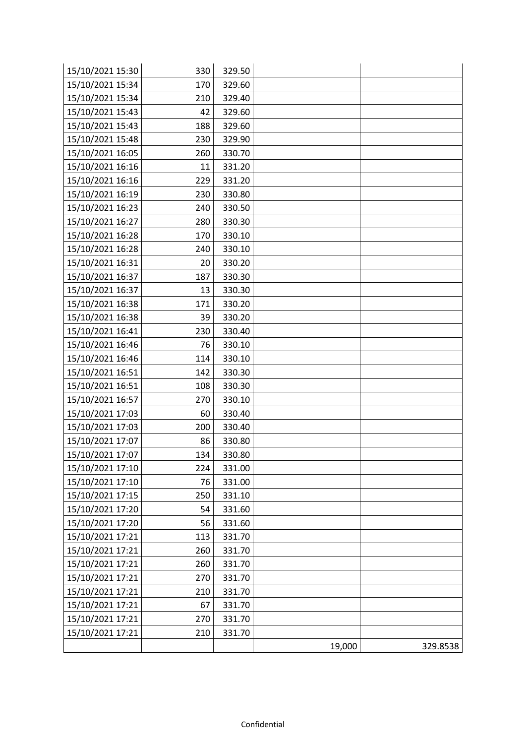| | | | | |
|---|---|---|---|---|
| 15/10/2021 15:30 | 330 | 329.50 | | |
| 15/10/2021 15:34 | 170 | 329.60 | | |
| 15/10/2021 15:34 | 210 | 329.40 | | |
| 15/10/2021 15:43 | 42 | 329.60 | | |
| 15/10/2021 15:43 | 188 | 329.60 | | |
| 15/10/2021 15:48 | 230 | 329.90 | | |
| 15/10/2021 16:05 | 260 | 330.70 | | |
| 15/10/2021 16:16 | 11 | 331.20 | | |
| 15/10/2021 16:16 | 229 | 331.20 | | |
| 15/10/2021 16:19 | 230 | 330.80 | | |
| 15/10/2021 16:23 | 240 | 330.50 | | |
| 15/10/2021 16:27 | 280 | 330.30 | | |
| 15/10/2021 16:28 | 170 | 330.10 | | |
| 15/10/2021 16:28 | 240 | 330.10 | | |
| 15/10/2021 16:31 | 20 | 330.20 | | |
| 15/10/2021 16:37 | 187 | 330.30 | | |
| 15/10/2021 16:37 | 13 | 330.30 | | |
| 15/10/2021 16:38 | 171 | 330.20 | | |
| 15/10/2021 16:38 | 39 | 330.20 | | |
| 15/10/2021 16:41 | 230 | 330.40 | | |
| 15/10/2021 16:46 | 76 | 330.10 | | |
| 15/10/2021 16:46 | 114 | 330.10 | | |
| 15/10/2021 16:51 | 142 | 330.30 | | |
| 15/10/2021 16:51 | 108 | 330.30 | | |
| 15/10/2021 16:57 | 270 | 330.10 | | |
| 15/10/2021 17:03 | 60 | 330.40 | | |
| 15/10/2021 17:03 | 200 | 330.40 | | |
| 15/10/2021 17:07 | 86 | 330.80 | | |
| 15/10/2021 17:07 | 134 | 330.80 | | |
| 15/10/2021 17:10 | 224 | 331.00 | | |
| 15/10/2021 17:10 | 76 | 331.00 | | |
| 15/10/2021 17:15 | 250 | 331.10 | | |
| 15/10/2021 17:20 | 54 | 331.60 | | |
| 15/10/2021 17:20 | 56 | 331.60 | | |
| 15/10/2021 17:21 | 113 | 331.70 | | |
| 15/10/2021 17:21 | 260 | 331.70 | | |
| 15/10/2021 17:21 | 260 | 331.70 | | |
| 15/10/2021 17:21 | 270 | 331.70 | | |
| 15/10/2021 17:21 | 210 | 331.70 | | |
| 15/10/2021 17:21 | 67 | 331.70 | | |
| 15/10/2021 17:21 | 270 | 331.70 | | |
| 15/10/2021 17:21 | 210 | 331.70 | | |
| | | | 19,000 | 329.8538 |

Confidential